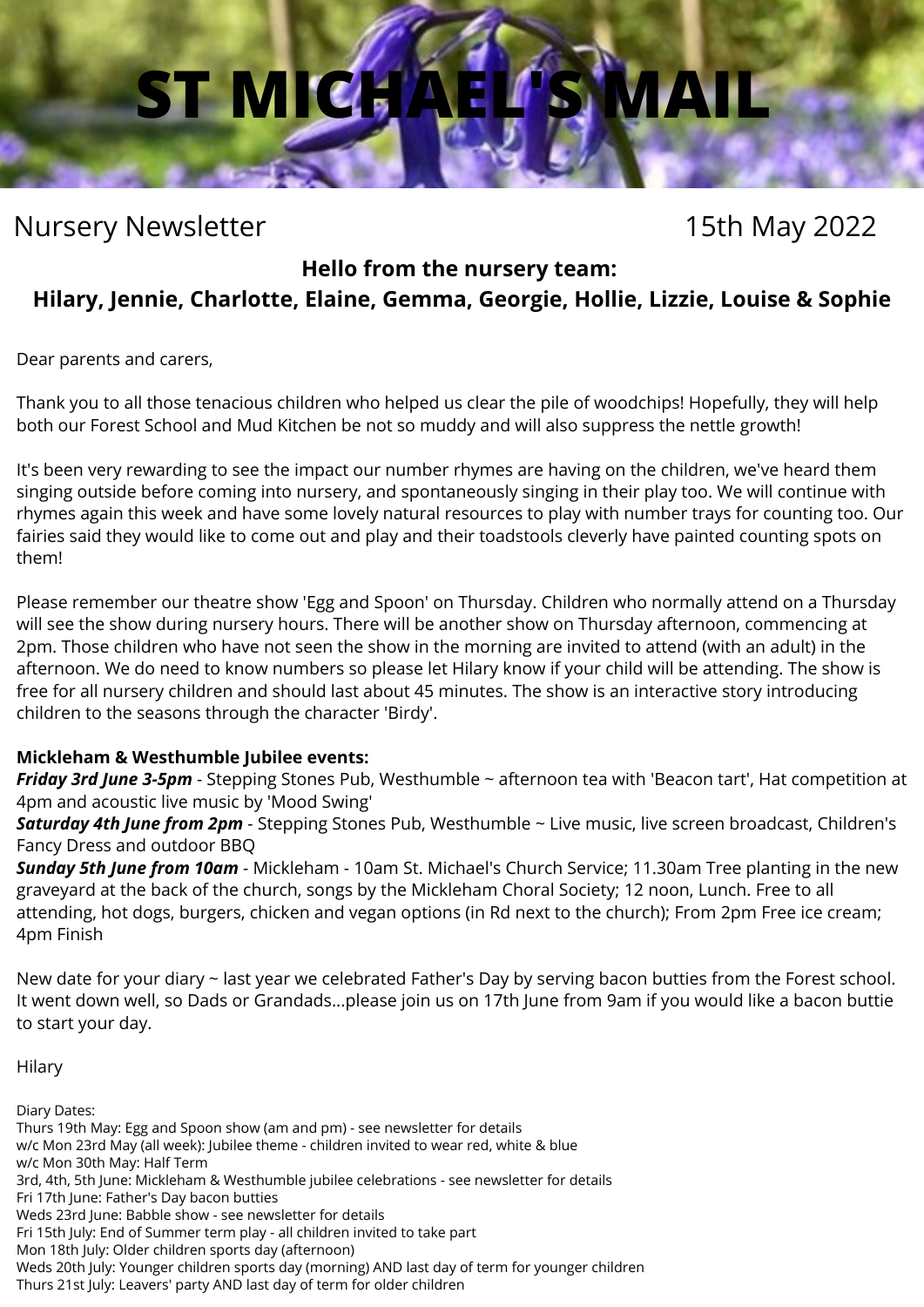# ST MICHAEL'S MAIL

Nursery Newsletter 15th May 2022

**Hello from the nursery team:**
**Hilary, Jennie, Charlotte, Elaine, Gemma, Georgie, Hollie, Lizzie, Louise & Sophie**

Dear parents and carers,

Thank you to all those tenacious children who helped us clear the pile of woodchips! Hopefully, they will help both our Forest School and Mud Kitchen be not so muddy and will also suppress the nettle growth!

It's been very rewarding to see the impact our number rhymes are having on the children, we've heard them singing outside before coming into nursery, and spontaneously singing in their play too. We will continue with rhymes again this week and have some lovely natural resources to play with number trays for counting too. Our fairies said they would like to come out and play and their toadstools cleverly have painted counting spots on them!

Please remember our theatre show 'Egg and Spoon' on Thursday. Children who normally attend on a Thursday will see the show during nursery hours. There will be another show on Thursday afternoon, commencing at 2pm. Those children who have not seen the show in the morning are invited to attend (with an adult) in the afternoon. We do need to know numbers so please let Hilary know if your child will be attending. The show is free for all nursery children and should last about 45 minutes. The show is an interactive story introducing children to the seasons through the character 'Birdy'.

**Mickleham & Westhumble Jubilee events:**
***Friday 3rd June 3-5pm*** - Stepping Stones Pub, Westhumble ~ afternoon tea with 'Beacon tart', Hat competition at 4pm and acoustic live music by 'Mood Swing'
***Saturday 4th June from 2pm*** - Stepping Stones Pub, Westhumble ~ Live music, live screen broadcast, Children's Fancy Dress and outdoor BBQ
***Sunday 5th June from 10am*** - Mickleham - 10am St. Michael's Church Service; 11.30am Tree planting in the new graveyard at the back of the church, songs by the Mickleham Choral Society; 12 noon, Lunch. Free to all attending, hot dogs, burgers, chicken and vegan options (in Rd next to the church); From 2pm Free ice cream; 4pm Finish

New date for your diary ~ last year we celebrated Father's Day by serving bacon butties from the Forest school. It went down well, so Dads or Grandads...please join us on 17th June from 9am if you would like a bacon buttie to start your day.

Hilary

Diary Dates:
Thurs 19th May: Egg and Spoon show (am and pm) - see newsletter for details
w/c Mon 23rd May (all week): Jubilee theme - children invited to wear red, white & blue
w/c Mon 30th May: Half Term
3rd, 4th, 5th June: Mickleham & Westhumble jubilee celebrations - see newsletter for details
Fri 17th June: Father's Day bacon butties
Weds 23rd June: Babble show - see newsletter for details
Fri 15th July: End of Summer term play - all children invited to take part
Mon 18th July: Older children sports day (afternoon)
Weds 20th July: Younger children sports day (morning) AND last day of term for younger children
Thurs 21st July: Leavers' party AND last day of term for older children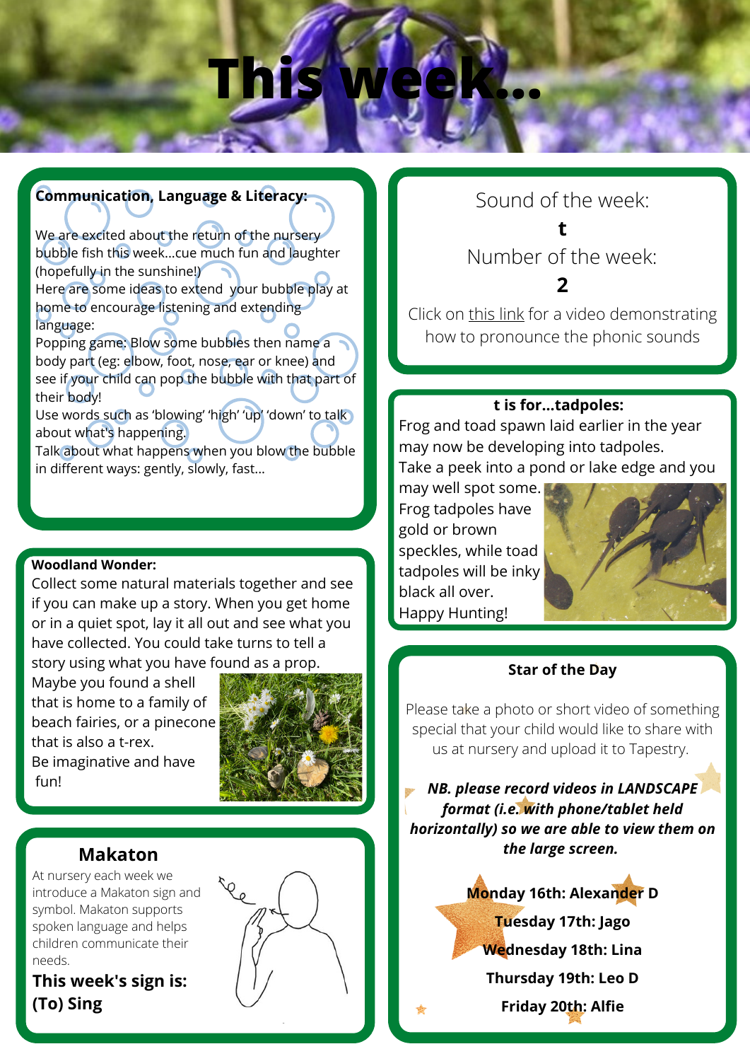# This week...

**Communication, Language & Literacy:**

We are excited about the return of the nursery bubble fish this week...cue much fun and laughter (hopefully in the sunshine!)
Here are some ideas to extend your bubble play at home to encourage listening and extending language:
Popping game: Blow some bubbles then name a body part (eg: elbow, foot, nose, ear or knee) and see if your child can pop the bubble with that part of their body!
Use words such as 'blowing' 'high' 'up' 'down' to talk about what's happening.
Talk about what happens when you blow the bubble in different ways: gently, slowly, fast...

**Woodland Wonder:**

Collect some natural materials together and see if you can make up a story. When you get home or in a quiet spot, lay it all out and see what you have collected. You could take turns to tell a story using what you have found as a prop.
Maybe you found a shell that is home to a family of beach fairies, or a pinecone that is also a t-rex.
Be imaginative and have fun!

## Makaton

At nursery each week we introduce a Makaton sign and symbol. Makaton supports spoken language and helps children communicate their needs.

**This week's sign is:**
**(To) Sing**

Sound of the week:
**t**
Number of the week:
**2**
Click on this link for a video demonstrating how to pronounce the phonic sounds

**t is for...tadpoles:**

Frog and toad spawn laid earlier in the year may now be developing into tadpoles.
Take a peek into a pond or lake edge and you may well spot some.
Frog tadpoles have gold or brown speckles, while toad tadpoles will be inky black all over.
Happy Hunting!

**Star of the Day**

Please take a photo or short video of something special that your child would like to share with us at nursery and upload it to Tapestry.

***NB. please record videos in LANDSCAPE format (i.e. with phone/tablet held horizontally) so we are able to view them on the large screen.***

**Monday 16th: Alexander D**
**Tuesday 17th: Jago**
**Wednesday 18th: Lina**
**Thursday 19th: Leo D**
**Friday 20th: Alfie**